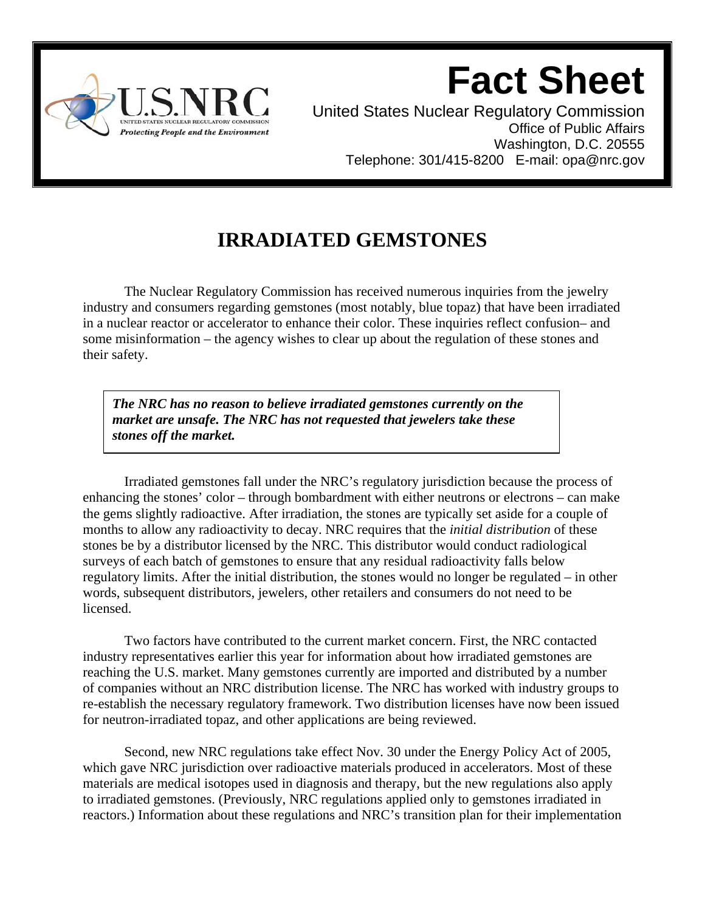# Fact Sheet

United States Nuclear Regulatory Commission
Office of Public Affairs
Washington, D.C. 20555
Telephone: 301/415-8200 E-mail: opa@nrc.gov

## IRRADIATED GEMSTONES

The Nuclear Regulatory Commission has received numerous inquiries from the jewelry industry and consumers regarding gemstones (most notably, blue topaz) that have been irradiated in a nuclear reactor or accelerator to enhance their color. These inquiries reflect confusion– and some misinformation – the agency wishes to clear up about the regulation of these stones and their safety.

> ***The NRC has no reason to believe irradiated gemstones currently on the market are unsafe. The NRC has not requested that jewelers take these stones off the market.***

Irradiated gemstones fall under the NRC's regulatory jurisdiction because the process of enhancing the stones' color – through bombardment with either neutrons or electrons – can make the gems slightly radioactive. After irradiation, the stones are typically set aside for a couple of months to allow any radioactivity to decay. NRC requires that the *initial distribution* of these stones be by a distributor licensed by the NRC. This distributor would conduct radiological surveys of each batch of gemstones to ensure that any residual radioactivity falls below regulatory limits. After the initial distribution, the stones would no longer be regulated – in other words, subsequent distributors, jewelers, other retailers and consumers do not need to be licensed.

Two factors have contributed to the current market concern. First, the NRC contacted industry representatives earlier this year for information about how irradiated gemstones are reaching the U.S. market. Many gemstones currently are imported and distributed by a number of companies without an NRC distribution license. The NRC has worked with industry groups to re-establish the necessary regulatory framework. Two distribution licenses have now been issued for neutron-irradiated topaz, and other applications are being reviewed.

Second, new NRC regulations take effect Nov. 30 under the Energy Policy Act of 2005, which gave NRC jurisdiction over radioactive materials produced in accelerators. Most of these materials are medical isotopes used in diagnosis and therapy, but the new regulations also apply to irradiated gemstones. (Previously, NRC regulations applied only to gemstones irradiated in reactors.) Information about these regulations and NRC's transition plan for their implementation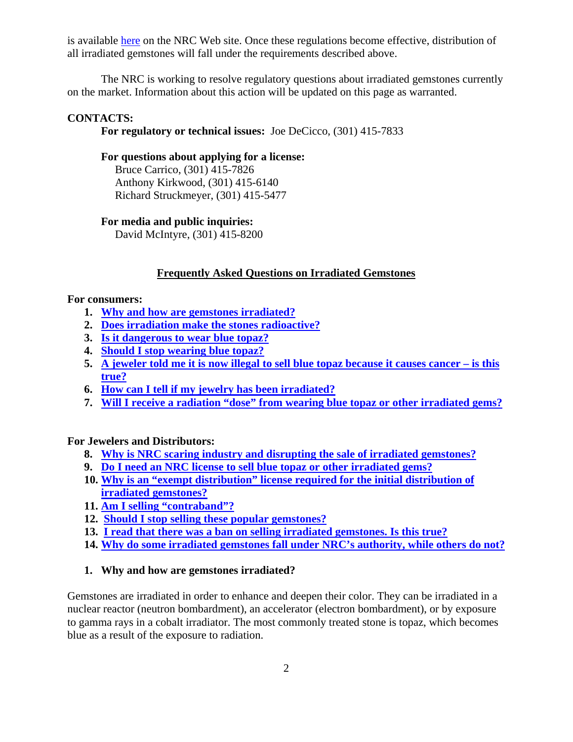is available here on the NRC Web site. Once these regulations become effective, distribution of all irradiated gemstones will fall under the requirements described above.

The NRC is working to resolve regulatory questions about irradiated gemstones currently on the market. Information about this action will be updated on this page as warranted.

**CONTACTS:**

**For regulatory or technical issues:** Joe DeCicco, (301) 415-7833

**For questions about applying for a license:**
Bruce Carrico, (301) 415-7826
Anthony Kirkwood, (301) 415-6140
Richard Struckmeyer, (301) 415-5477

**For media and public inquiries:**
David McIntyre, (301) 415-8200

## Frequently Asked Questions on Irradiated Gemstones

**For consumers:**

1. **Why and how are gemstones irradiated?**
2. **Does irradiation make the stones radioactive?**
3. **Is it dangerous to wear blue topaz?**
4. **Should I stop wearing blue topaz?**
5. **A jeweler told me it is now illegal to sell blue topaz because it causes cancer – is this true?**
6. **How can I tell if my jewelry has been irradiated?**
7. **Will I receive a radiation "dose" from wearing blue topaz or other irradiated gems?**

**For Jewelers and Distributors:**

8. **Why is NRC scaring industry and disrupting the sale of irradiated gemstones?**
9. **Do I need an NRC license to sell blue topaz or other irradiated gems?**
10. **Why is an "exempt distribution" license required for the initial distribution of irradiated gemstones?**
11. **Am I selling "contraband"?**
12. **Should I stop selling these popular gemstones?**
13. **I read that there was a ban on selling irradiated gemstones. Is this true?**
14. **Why do some irradiated gemstones fall under NRC's authority, while others do not?**

### 1. Why and how are gemstones irradiated?

Gemstones are irradiated in order to enhance and deepen their color. They can be irradiated in a nuclear reactor (neutron bombardment), an accelerator (electron bombardment), or by exposure to gamma rays in a cobalt irradiator. The most commonly treated stone is topaz, which becomes blue as a result of the exposure to radiation.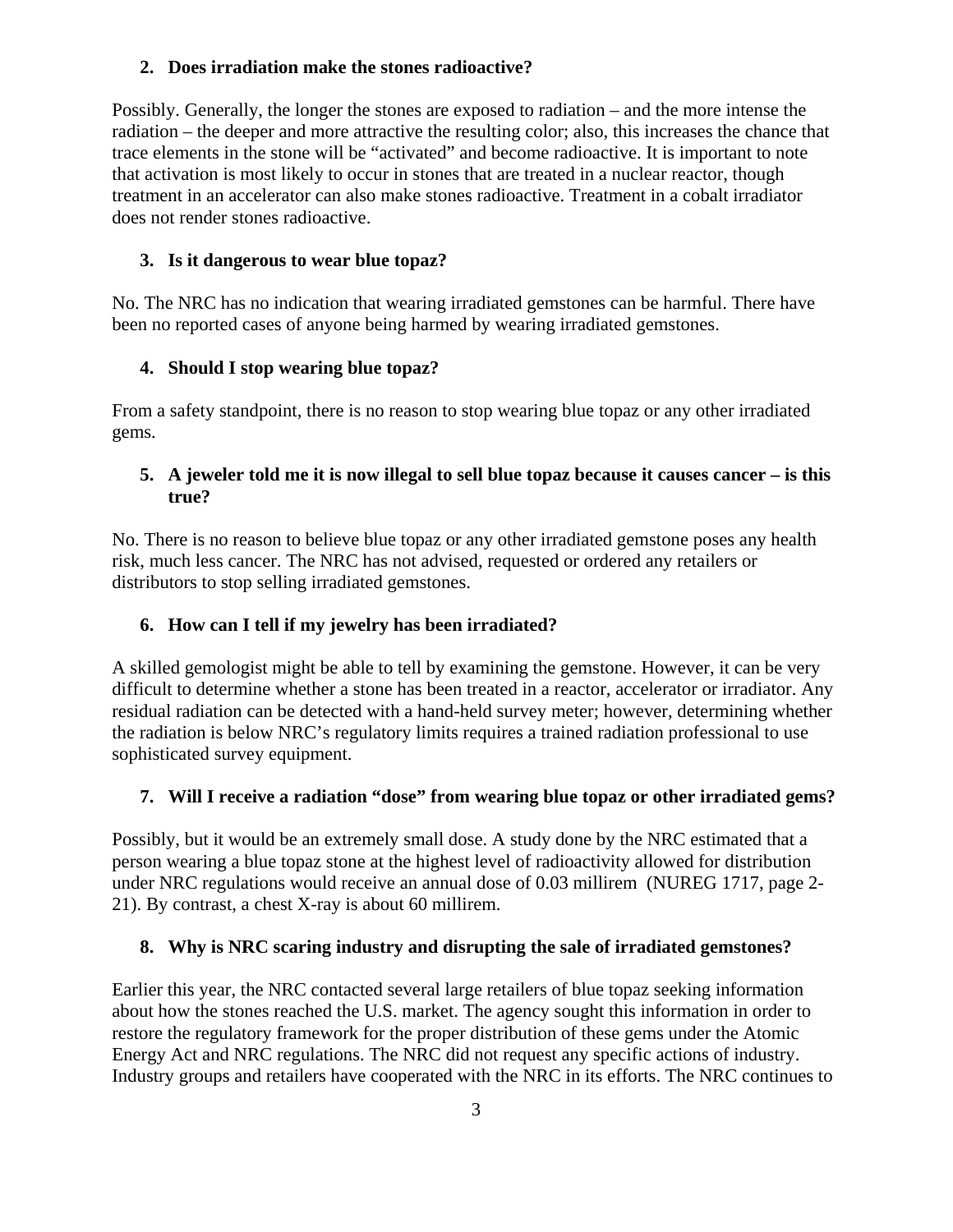2. **Does irradiation make the stones radioactive?**

Possibly. Generally, the longer the stones are exposed to radiation – and the more intense the radiation – the deeper and more attractive the resulting color; also, this increases the chance that trace elements in the stone will be "activated" and become radioactive. It is important to note that activation is most likely to occur in stones that are treated in a nuclear reactor, though treatment in an accelerator can also make stones radioactive. Treatment in a cobalt irradiator does not render stones radioactive.

3. **Is it dangerous to wear blue topaz?**

No. The NRC has no indication that wearing irradiated gemstones can be harmful. There have been no reported cases of anyone being harmed by wearing irradiated gemstones.

4. **Should I stop wearing blue topaz?**

From a safety standpoint, there is no reason to stop wearing blue topaz or any other irradiated gems.

5. **A jeweler told me it is now illegal to sell blue topaz because it causes cancer – is this true?**

No. There is no reason to believe blue topaz or any other irradiated gemstone poses any health risk, much less cancer. The NRC has not advised, requested or ordered any retailers or distributors to stop selling irradiated gemstones.

6. **How can I tell if my jewelry has been irradiated?**

A skilled gemologist might be able to tell by examining the gemstone. However, it can be very difficult to determine whether a stone has been treated in a reactor, accelerator or irradiator. Any residual radiation can be detected with a hand-held survey meter; however, determining whether the radiation is below NRC's regulatory limits requires a trained radiation professional to use sophisticated survey equipment.

7. **Will I receive a radiation "dose" from wearing blue topaz or other irradiated gems?**

Possibly, but it would be an extremely small dose. A study done by the NRC estimated that a person wearing a blue topaz stone at the highest level of radioactivity allowed for distribution under NRC regulations would receive an annual dose of 0.03 millirem (NUREG 1717, page 2-21). By contrast, a chest X-ray is about 60 millirem.

8. **Why is NRC scaring industry and disrupting the sale of irradiated gemstones?**

Earlier this year, the NRC contacted several large retailers of blue topaz seeking information about how the stones reached the U.S. market. The agency sought this information in order to restore the regulatory framework for the proper distribution of these gems under the Atomic Energy Act and NRC regulations. The NRC did not request any specific actions of industry. Industry groups and retailers have cooperated with the NRC in its efforts. The NRC continues to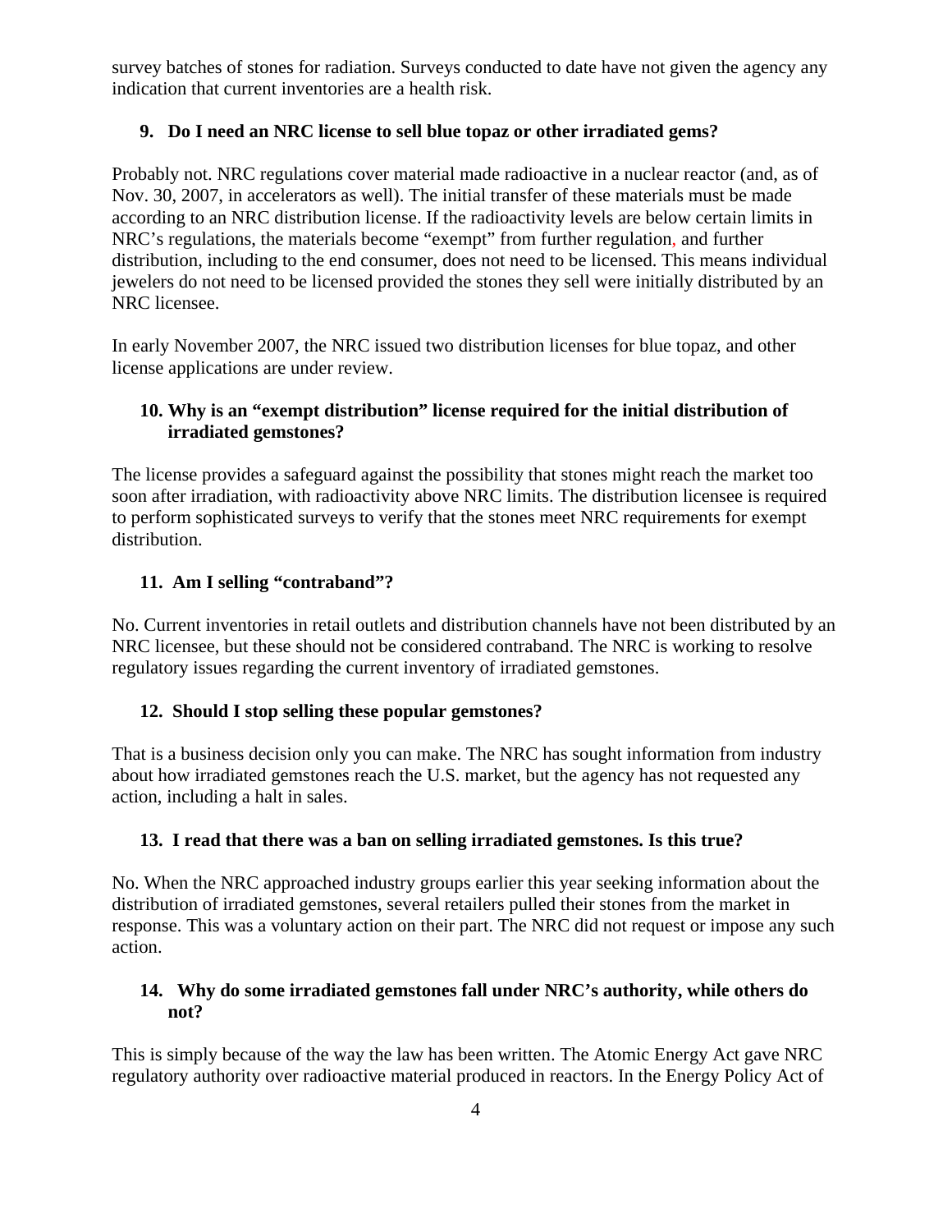survey batches of stones for radiation. Surveys conducted to date have not given the agency any indication that current inventories are a health risk.

**9. Do I need an NRC license to sell blue topaz or other irradiated gems?**

Probably not. NRC regulations cover material made radioactive in a nuclear reactor (and, as of Nov. 30, 2007, in accelerators as well). The initial transfer of these materials must be made according to an NRC distribution license. If the radioactivity levels are below certain limits in NRC's regulations, the materials become "exempt" from further regulation, and further distribution, including to the end consumer, does not need to be licensed. This means individual jewelers do not need to be licensed provided the stones they sell were initially distributed by an NRC licensee.

In early November 2007, the NRC issued two distribution licenses for blue topaz, and other license applications are under review.

**10. Why is an "exempt distribution" license required for the initial distribution of irradiated gemstones?**

The license provides a safeguard against the possibility that stones might reach the market too soon after irradiation, with radioactivity above NRC limits. The distribution licensee is required to perform sophisticated surveys to verify that the stones meet NRC requirements for exempt distribution.

**11. Am I selling "contraband"?**

No. Current inventories in retail outlets and distribution channels have not been distributed by an NRC licensee, but these should not be considered contraband. The NRC is working to resolve regulatory issues regarding the current inventory of irradiated gemstones.

**12. Should I stop selling these popular gemstones?**

That is a business decision only you can make. The NRC has sought information from industry about how irradiated gemstones reach the U.S. market, but the agency has not requested any action, including a halt in sales.

**13. I read that there was a ban on selling irradiated gemstones. Is this true?**

No. When the NRC approached industry groups earlier this year seeking information about the distribution of irradiated gemstones, several retailers pulled their stones from the market in response. This was a voluntary action on their part. The NRC did not request or impose any such action.

**14. Why do some irradiated gemstones fall under NRC's authority, while others do not?**

This is simply because of the way the law has been written. The Atomic Energy Act gave NRC regulatory authority over radioactive material produced in reactors. In the Energy Policy Act of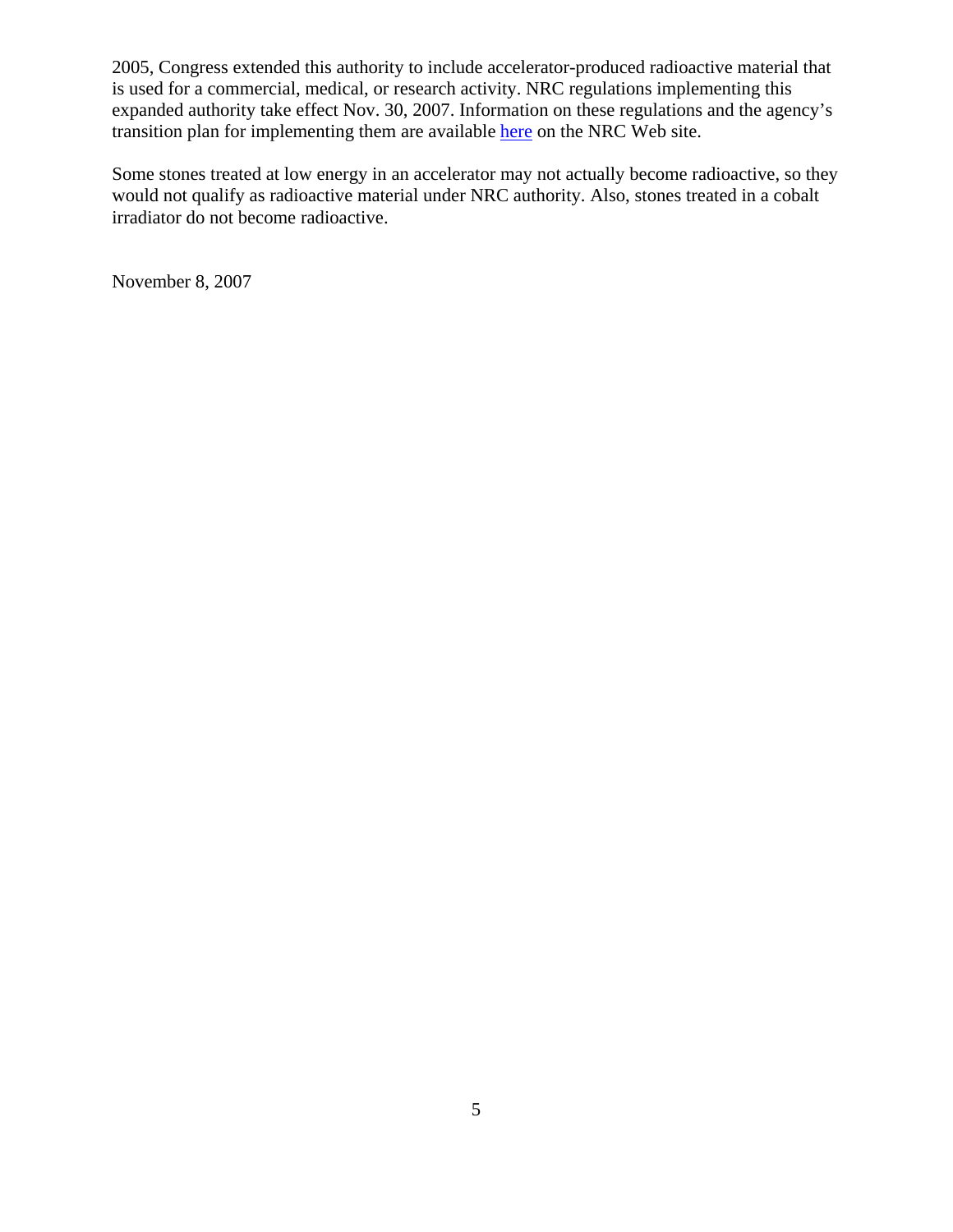2005, Congress extended this authority to include accelerator-produced radioactive material that is used for a commercial, medical, or research activity. NRC regulations implementing this expanded authority take effect Nov. 30, 2007. Information on these regulations and the agency's transition plan for implementing them are available here on the NRC Web site.

Some stones treated at low energy in an accelerator may not actually become radioactive, so they would not qualify as radioactive material under NRC authority. Also, stones treated in a cobalt irradiator do not become radioactive.

November 8, 2007